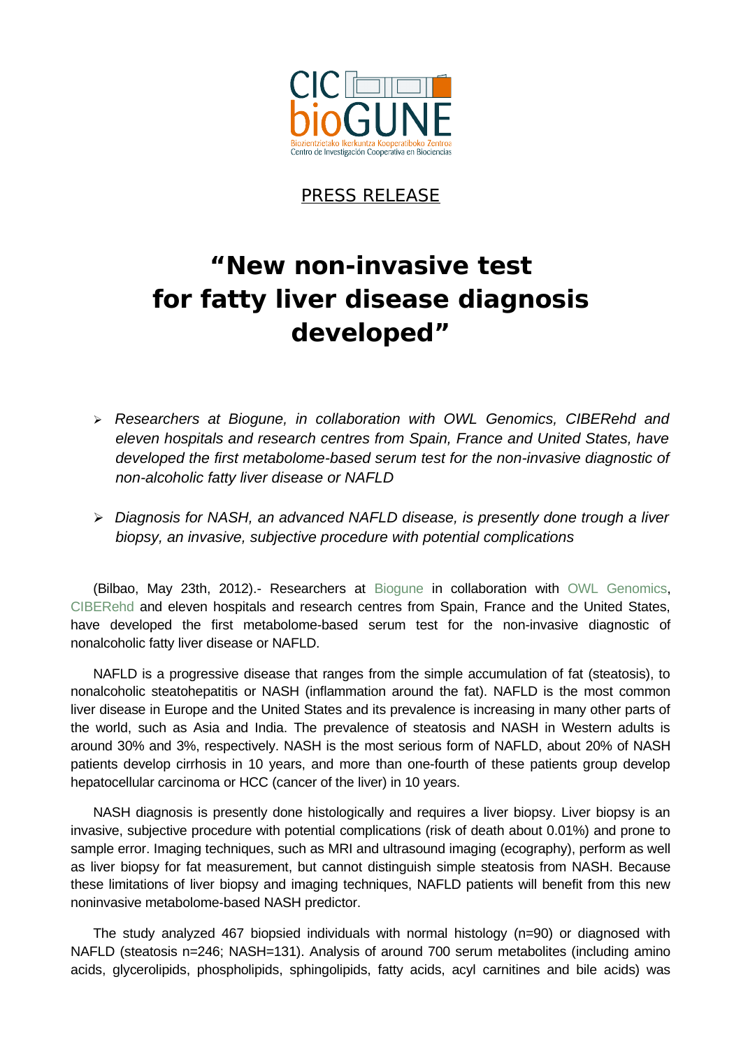CIC bioGUNE

Biozientzietako Ikerkuntza Kooperatiboko Zentroa
Centro de Investigación Cooperativa en Biociencias

PRESS RELEASE

# "New non-invasive test for fatty liver disease diagnosis developed"

- *Researchers at Biogune, in collaboration with OWL Genomics, CIBERehd and eleven hospitals and research centres from Spain, France and United States, have developed the first metabolome-based serum test for the non-invasive diagnostic of non-alcoholic fatty liver disease or NAFLD*
- *Diagnosis for NASH, an advanced NAFLD disease, is presently done trough a liver biopsy, an invasive, subjective procedure with potential complications*

(Bilbao, May 23th, 2012).- Researchers at Biogune in collaboration with OWL Genomics, CIBERehd and eleven hospitals and research centres from Spain, France and the United States, have developed the first metabolome-based serum test for the non-invasive diagnostic of nonalcoholic fatty liver disease or NAFLD.

NAFLD is a progressive disease that ranges from the simple accumulation of fat (steatosis), to nonalcoholic steatohepatitis or NASH (inflammation around the fat). NAFLD is the most common liver disease in Europe and the United States and its prevalence is increasing in many other parts of the world, such as Asia and India. The prevalence of steatosis and NASH in Western adults is around 30% and 3%, respectively. NASH is the most serious form of NAFLD, about 20% of NASH patients develop cirrhosis in 10 years, and more than one-fourth of these patients group develop hepatocellular carcinoma or HCC (cancer of the liver) in 10 years.

NASH diagnosis is presently done histologically and requires a liver biopsy. Liver biopsy is an invasive, subjective procedure with potential complications (risk of death about 0.01%) and prone to sample error. Imaging techniques, such as MRI and ultrasound imaging (ecography), perform as well as liver biopsy for fat measurement, but cannot distinguish simple steatosis from NASH. Because these limitations of liver biopsy and imaging techniques, NAFLD patients will benefit from this new noninvasive metabolome-based NASH predictor.

The study analyzed 467 biopsied individuals with normal histology (n=90) or diagnosed with NAFLD (steatosis n=246; NASH=131). Analysis of around 700 serum metabolites (including amino acids, glycerolipids, phospholipids, sphingolipids, fatty acids, acyl carnitines and bile acids) was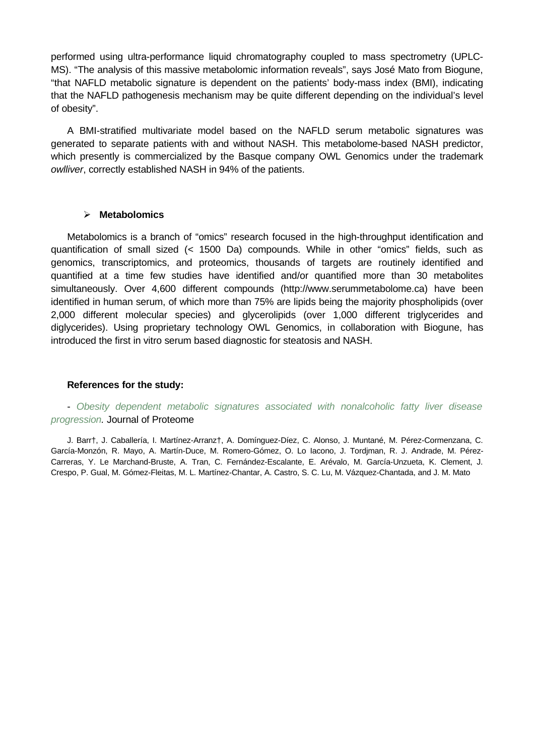performed using ultra-performance liquid chromatography coupled to mass spectrometry (UPLC-MS). "The analysis of this massive metabolomic information reveals", says José Mato from Biogune, "that NAFLD metabolic signature is dependent on the patients' body-mass index (BMI), indicating that the NAFLD pathogenesis mechanism may be quite different depending on the individual's level of obesity".

A BMI-stratified multivariate model based on the NAFLD serum metabolic signatures was generated to separate patients with and without NASH. This metabolome-based NASH predictor, which presently is commercialized by the Basque company OWL Genomics under the trademark *owlliver*, correctly established NASH in 94% of the patients.

- **Metabolomics**

Metabolomics is a branch of "omics" research focused in the high-throughput identification and quantification of small sized (< 1500 Da) compounds. While in other "omics" fields, such as genomics, transcriptomics, and proteomics, thousands of targets are routinely identified and quantified at a time few studies have identified and/or quantified more than 30 metabolites simultaneously. Over 4,600 different compounds (http://www.serummetabolome.ca) have been identified in human serum, of which more than 75% are lipids being the majority phospholipids (over 2,000 different molecular species) and glycerolipids (over 1,000 different triglycerides and diglycerides). Using proprietary technology OWL Genomics, in collaboration with Biogune, has introduced the first in vitro serum based diagnostic for steatosis and NASH.

**References for the study:**

- *Obesity dependent metabolic signatures associated with nonalcoholic fatty liver disease progression*. Journal of Proteome

J. Barr†, J. Caballería, I. Martínez-Arranz†, A. Domínguez-Díez, C. Alonso, J. Muntané, M. Pérez-Cormenzana, C. García-Monzón, R. Mayo, A. Martín-Duce, M. Romero-Gómez, O. Lo Iacono, J. Tordjman, R. J. Andrade, M. Pérez-Carreras, Y. Le Marchand-Bruste, A. Tran, C. Fernández-Escalante, E. Arévalo, M. García-Unzueta, K. Clement, J. Crespo, P. Gual, M. Gómez-Fleitas, M. L. Martínez-Chantar, A. Castro, S. C. Lu, M. Vázquez-Chantada, and J. M. Mato